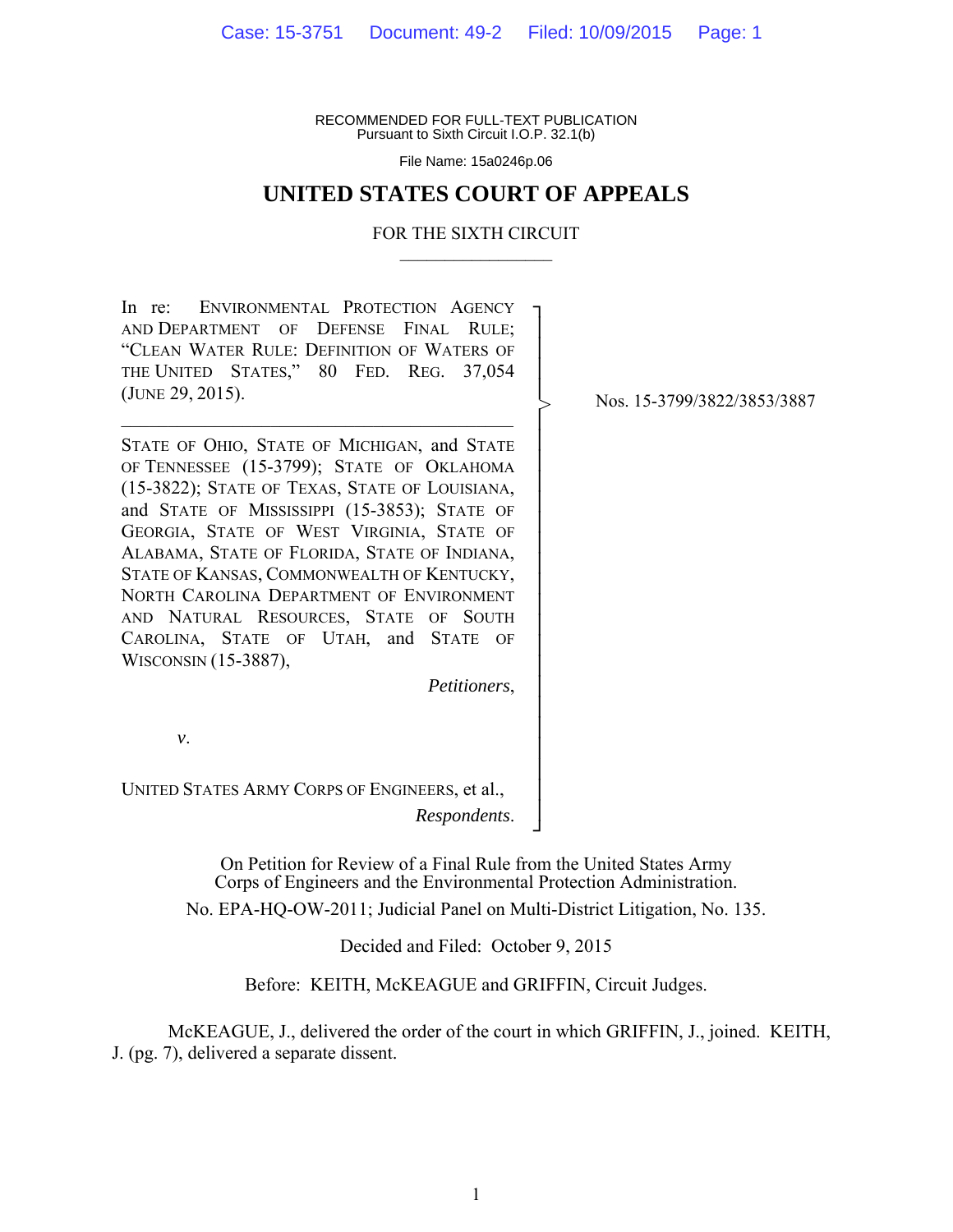RECOMMENDED FOR FULL-TEXT PUBLICATION
Pursuant to Sixth Circuit I.O.P. 32.1(b)

File Name: 15a0246p.06

# UNITED STATES COURT OF APPEALS

## FOR THE SIXTH CIRCUIT

---

In re: ENVIRONMENTAL PROTECTION AGENCY AND DEPARTMENT OF DEFENSE FINAL RULE; "CLEAN WATER RULE: DEFINITION OF WATERS OF THE UNITED STATES," 80 FED. REG. 37,054 (JUNE 29, 2015).

---

STATE OF OHIO, STATE OF MICHIGAN, and STATE OF TENNESSEE (15-3799); STATE OF OKLAHOMA (15-3822); STATE OF TEXAS, STATE OF LOUISIANA, and STATE OF MISSISSIPPI (15-3853); STATE OF GEORGIA, STATE OF WEST VIRGINIA, STATE OF ALABAMA, STATE OF FLORIDA, STATE OF INDIANA, STATE OF KANSAS, COMMONWEALTH OF KENTUCKY, NORTH CAROLINA DEPARTMENT OF ENVIRONMENT AND NATURAL RESOURCES, STATE OF SOUTH CAROLINA, STATE OF UTAH, and STATE OF WISCONSIN (15-3887),

*Petitioners*,

*v*.

UNITED STATES ARMY CORPS OF ENGINEERS, et al.,

*Respondents*.

Nos. 15-3799/3822/3853/3887

On Petition for Review of a Final Rule from the United States Army Corps of Engineers and the Environmental Protection Administration.
No. EPA-HQ-OW-2011; Judicial Panel on Multi-District Litigation, No. 135.

Decided and Filed: October 9, 2015

Before: KEITH, McKEAGUE and GRIFFIN, Circuit Judges.

McKEAGUE, J., delivered the order of the court in which GRIFFIN, J., joined. KEITH, J. (pg. 7), delivered a separate dissent.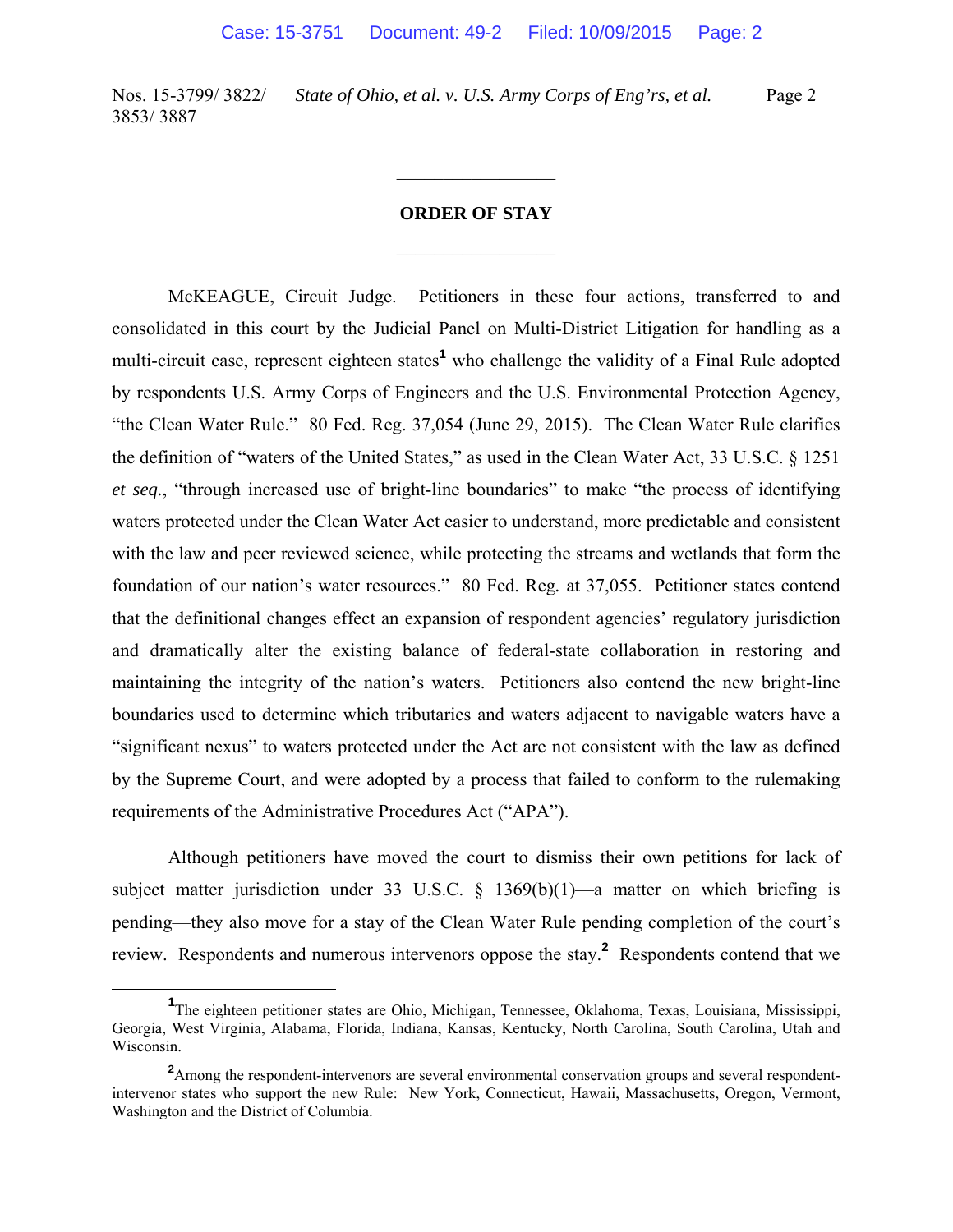## ORDER OF STAY

McKEAGUE, Circuit Judge. Petitioners in these four actions, transferred to and consolidated in this court by the Judicial Panel on Multi-District Litigation for handling as a multi-circuit case, represent eighteen states[1] who challenge the validity of a Final Rule adopted by respondents U.S. Army Corps of Engineers and the U.S. Environmental Protection Agency, "the Clean Water Rule." 80 Fed. Reg. 37,054 (June 29, 2015). The Clean Water Rule clarifies the definition of "waters of the United States," as used in the Clean Water Act, 33 U.S.C. § 1251 *et seq.*, "through increased use of bright-line boundaries" to make "the process of identifying waters protected under the Clean Water Act easier to understand, more predictable and consistent with the law and peer reviewed science, while protecting the streams and wetlands that form the foundation of our nation's water resources." 80 Fed. Reg. at 37,055. Petitioner states contend that the definitional changes effect an expansion of respondent agencies' regulatory jurisdiction and dramatically alter the existing balance of federal-state collaboration in restoring and maintaining the integrity of the nation's waters. Petitioners also contend the new bright-line boundaries used to determine which tributaries and waters adjacent to navigable waters have a "significant nexus" to waters protected under the Act are not consistent with the law as defined by the Supreme Court, and were adopted by a process that failed to conform to the rulemaking requirements of the Administrative Procedures Act ("APA").

Although petitioners have moved the court to dismiss their own petitions for lack of subject matter jurisdiction under 33 U.S.C. § 1369(b)(1)—a matter on which briefing is pending—they also move for a stay of the Clean Water Rule pending completion of the court's review. Respondents and numerous intervenors oppose the stay.[2] Respondents contend that we

---

[1] The eighteen petitioner states are Ohio, Michigan, Tennessee, Oklahoma, Texas, Louisiana, Mississippi, Georgia, West Virginia, Alabama, Florida, Indiana, Kansas, Kentucky, North Carolina, South Carolina, Utah and Wisconsin.

[2] Among the respondent-intervenors are several environmental conservation groups and several respondent-intervenor states who support the new Rule: New York, Connecticut, Hawaii, Massachusetts, Oregon, Vermont, Washington and the District of Columbia.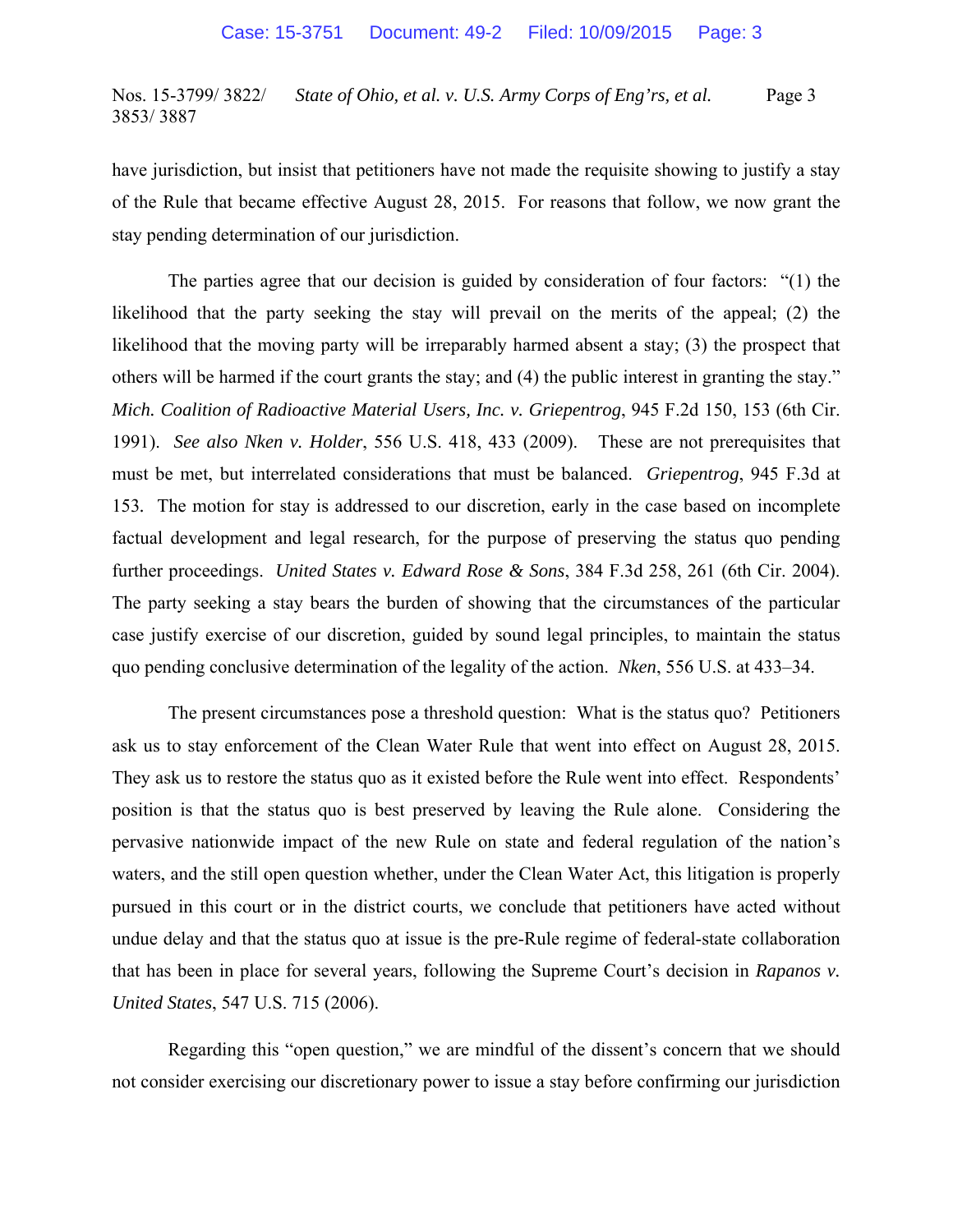have jurisdiction, but insist that petitioners have not made the requisite showing to justify a stay of the Rule that became effective August 28, 2015. For reasons that follow, we now grant the stay pending determination of our jurisdiction.

The parties agree that our decision is guided by consideration of four factors: "(1) the likelihood that the party seeking the stay will prevail on the merits of the appeal; (2) the likelihood that the moving party will be irreparably harmed absent a stay; (3) the prospect that others will be harmed if the court grants the stay; and (4) the public interest in granting the stay." *Mich. Coalition of Radioactive Material Users, Inc. v. Griepentrog*, 945 F.2d 150, 153 (6th Cir. 1991). *See also Nken v. Holder*, 556 U.S. 418, 433 (2009). These are not prerequisites that must be met, but interrelated considerations that must be balanced. *Griepentrog*, 945 F.3d at 153. The motion for stay is addressed to our discretion, early in the case based on incomplete factual development and legal research, for the purpose of preserving the status quo pending further proceedings. *United States v. Edward Rose & Sons*, 384 F.3d 258, 261 (6th Cir. 2004). The party seeking a stay bears the burden of showing that the circumstances of the particular case justify exercise of our discretion, guided by sound legal principles, to maintain the status quo pending conclusive determination of the legality of the action. *Nken*, 556 U.S. at 433–34.

The present circumstances pose a threshold question: What is the status quo? Petitioners ask us to stay enforcement of the Clean Water Rule that went into effect on August 28, 2015. They ask us to restore the status quo as it existed before the Rule went into effect. Respondents' position is that the status quo is best preserved by leaving the Rule alone. Considering the pervasive nationwide impact of the new Rule on state and federal regulation of the nation's waters, and the still open question whether, under the Clean Water Act, this litigation is properly pursued in this court or in the district courts, we conclude that petitioners have acted without undue delay and that the status quo at issue is the pre-Rule regime of federal-state collaboration that has been in place for several years, following the Supreme Court's decision in *Rapanos v. United States*, 547 U.S. 715 (2006).

Regarding this "open question," we are mindful of the dissent's concern that we should not consider exercising our discretionary power to issue a stay before confirming our jurisdiction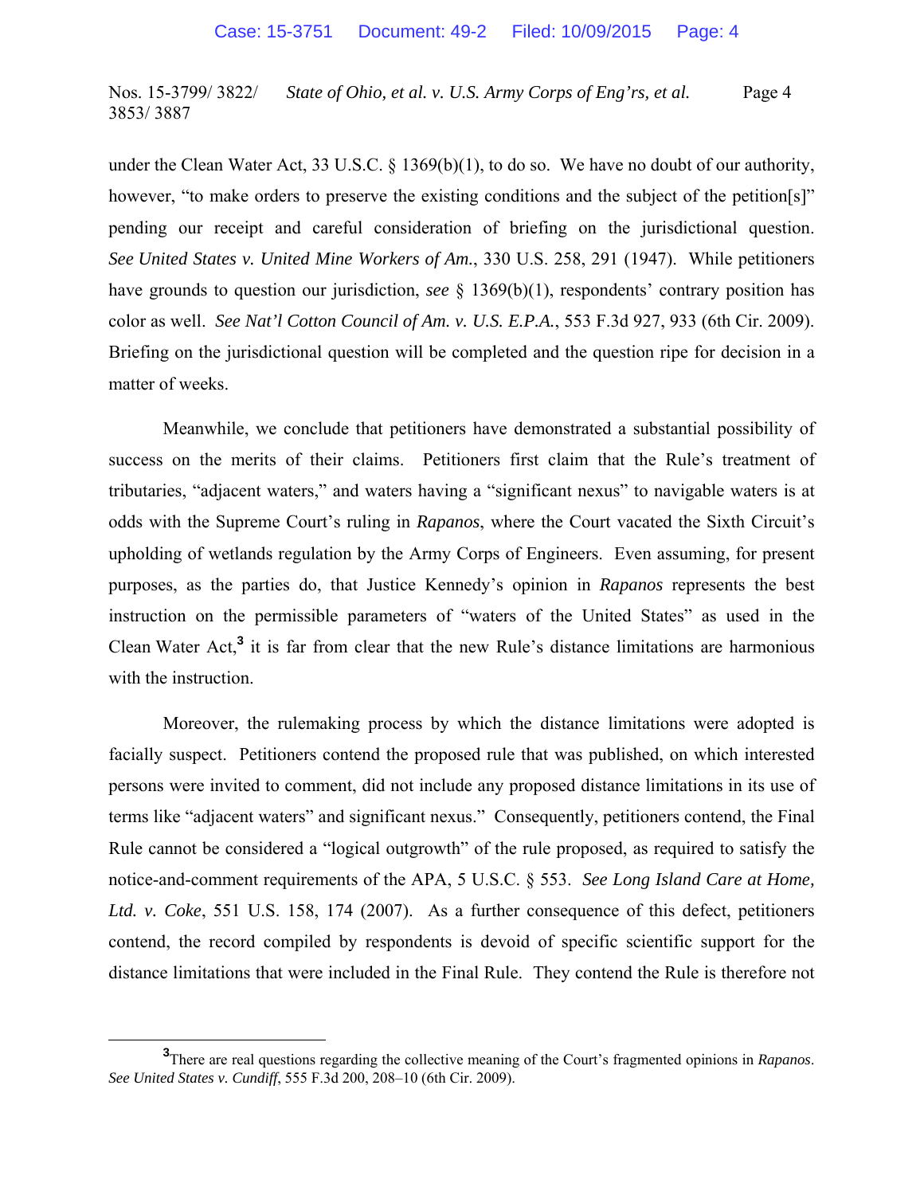under the Clean Water Act, 33 U.S.C. § 1369(b)(1), to do so. We have no doubt of our authority, however, "to make orders to preserve the existing conditions and the subject of the petition[s]" pending our receipt and careful consideration of briefing on the jurisdictional question. *See United States v. United Mine Workers of Am.*, 330 U.S. 258, 291 (1947). While petitioners have grounds to question our jurisdiction, *see* § 1369(b)(1), respondents' contrary position has color as well. *See Nat'l Cotton Council of Am. v. U.S. E.P.A.*, 553 F.3d 927, 933 (6th Cir. 2009). Briefing on the jurisdictional question will be completed and the question ripe for decision in a matter of weeks.

Meanwhile, we conclude that petitioners have demonstrated a substantial possibility of success on the merits of their claims. Petitioners first claim that the Rule's treatment of tributaries, "adjacent waters," and waters having a "significant nexus" to navigable waters is at odds with the Supreme Court's ruling in *Rapanos*, where the Court vacated the Sixth Circuit's upholding of wetlands regulation by the Army Corps of Engineers. Even assuming, for present purposes, as the parties do, that Justice Kennedy's opinion in *Rapanos* represents the best instruction on the permissible parameters of "waters of the United States" as used in the Clean Water Act,[3] it is far from clear that the new Rule's distance limitations are harmonious with the instruction.

Moreover, the rulemaking process by which the distance limitations were adopted is facially suspect. Petitioners contend the proposed rule that was published, on which interested persons were invited to comment, did not include any proposed distance limitations in its use of terms like "adjacent waters" and significant nexus." Consequently, petitioners contend, the Final Rule cannot be considered a "logical outgrowth" of the rule proposed, as required to satisfy the notice-and-comment requirements of the APA, 5 U.S.C. § 553. *See Long Island Care at Home, Ltd. v. Coke*, 551 U.S. 158, 174 (2007). As a further consequence of this defect, petitioners contend, the record compiled by respondents is devoid of specific scientific support for the distance limitations that were included in the Final Rule. They contend the Rule is therefore not

[3] There are real questions regarding the collective meaning of the Court's fragmented opinions in *Rapanos*. *See United States v. Cundiff*, 555 F.3d 200, 208–10 (6th Cir. 2009).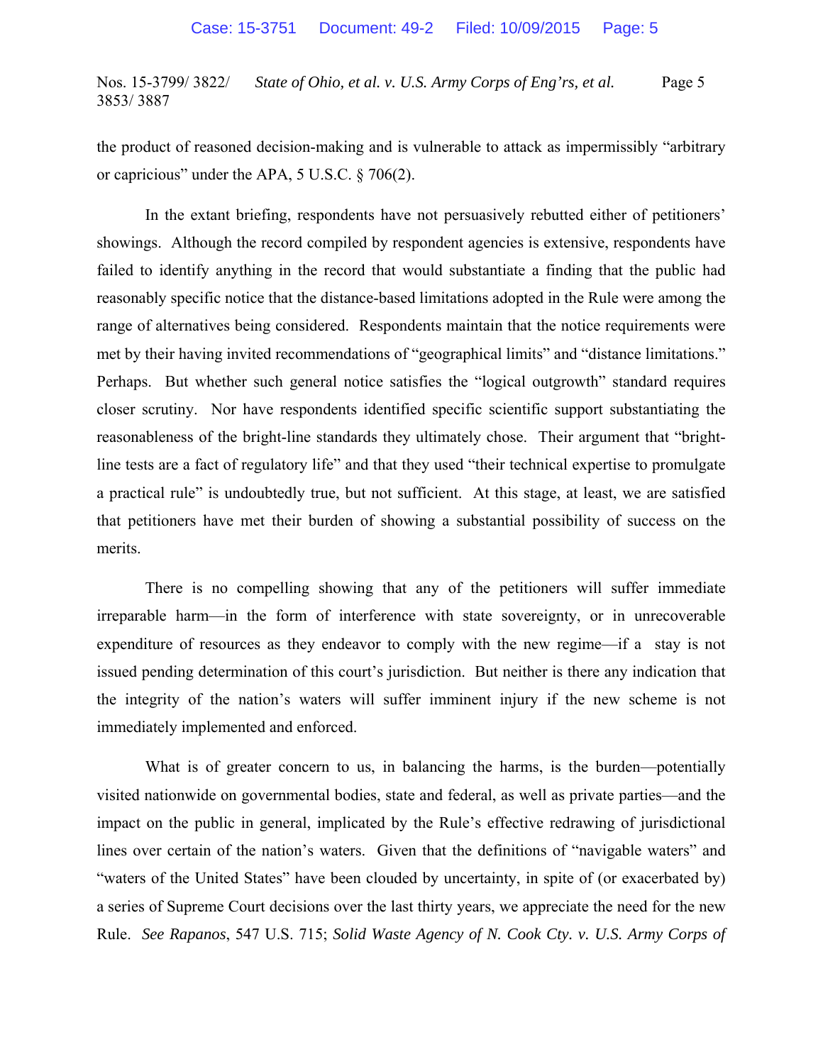the product of reasoned decision-making and is vulnerable to attack as impermissibly "arbitrary or capricious" under the APA, 5 U.S.C. § 706(2).

In the extant briefing, respondents have not persuasively rebutted either of petitioners' showings. Although the record compiled by respondent agencies is extensive, respondents have failed to identify anything in the record that would substantiate a finding that the public had reasonably specific notice that the distance-based limitations adopted in the Rule were among the range of alternatives being considered. Respondents maintain that the notice requirements were met by their having invited recommendations of "geographical limits" and "distance limitations." Perhaps. But whether such general notice satisfies the "logical outgrowth" standard requires closer scrutiny. Nor have respondents identified specific scientific support substantiating the reasonableness of the bright-line standards they ultimately chose. Their argument that "bright-line tests are a fact of regulatory life" and that they used "their technical expertise to promulgate a practical rule" is undoubtedly true, but not sufficient. At this stage, at least, we are satisfied that petitioners have met their burden of showing a substantial possibility of success on the merits.

There is no compelling showing that any of the petitioners will suffer immediate irreparable harm—in the form of interference with state sovereignty, or in unrecoverable expenditure of resources as they endeavor to comply with the new regime—if a stay is not issued pending determination of this court's jurisdiction. But neither is there any indication that the integrity of the nation's waters will suffer imminent injury if the new scheme is not immediately implemented and enforced.

What is of greater concern to us, in balancing the harms, is the burden—potentially visited nationwide on governmental bodies, state and federal, as well as private parties—and the impact on the public in general, implicated by the Rule's effective redrawing of jurisdictional lines over certain of the nation's waters. Given that the definitions of "navigable waters" and "waters of the United States" have been clouded by uncertainty, in spite of (or exacerbated by) a series of Supreme Court decisions over the last thirty years, we appreciate the need for the new Rule. *See Rapanos*, 547 U.S. 715; *Solid Waste Agency of N. Cook Cty. v. U.S. Army Corps of*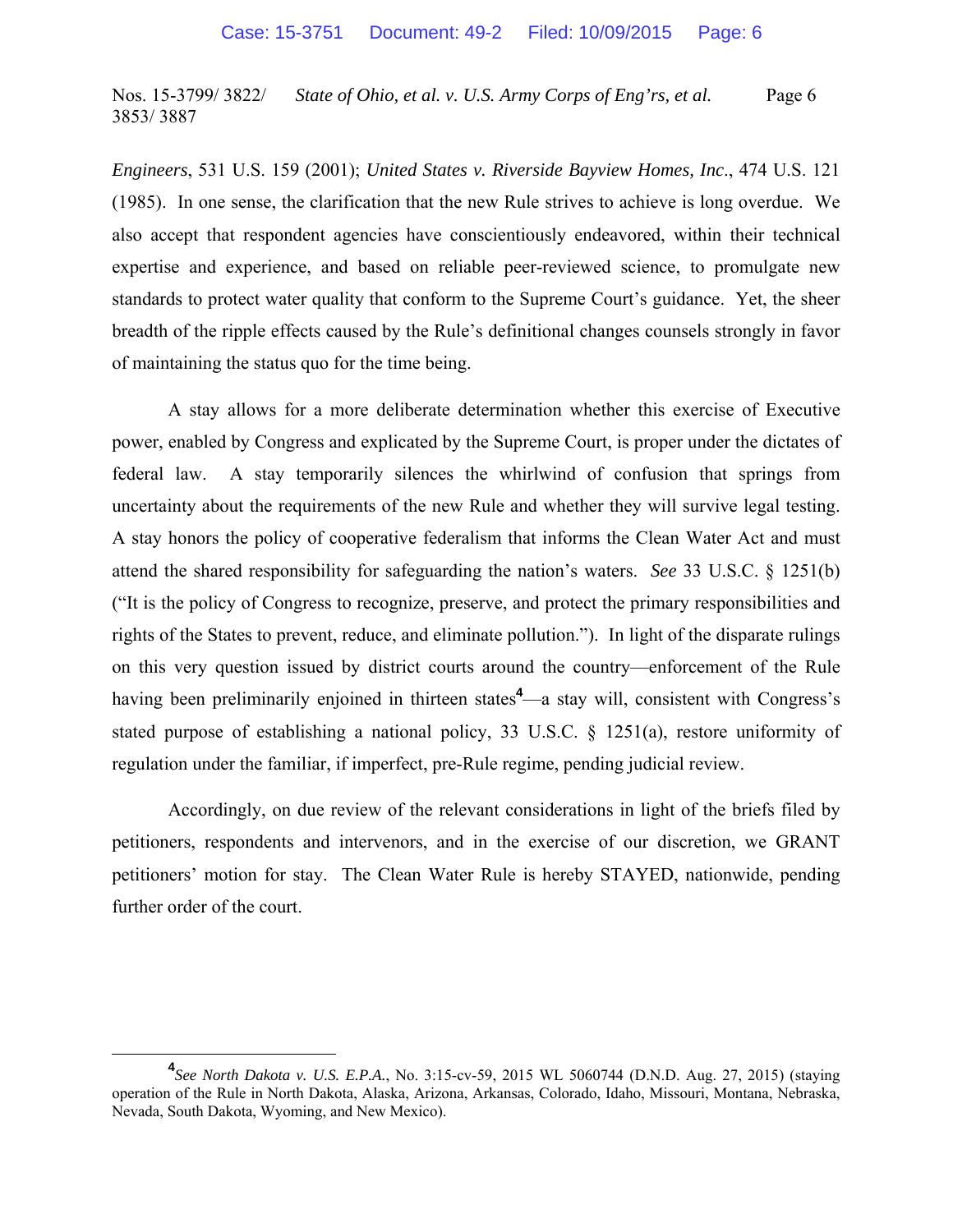*Engineers*, 531 U.S. 159 (2001); *United States v. Riverside Bayview Homes, Inc*., 474 U.S. 121 (1985). In one sense, the clarification that the new Rule strives to achieve is long overdue. We also accept that respondent agencies have conscientiously endeavored, within their technical expertise and experience, and based on reliable peer-reviewed science, to promulgate new standards to protect water quality that conform to the Supreme Court's guidance. Yet, the sheer breadth of the ripple effects caused by the Rule's definitional changes counsels strongly in favor of maintaining the status quo for the time being.

A stay allows for a more deliberate determination whether this exercise of Executive power, enabled by Congress and explicated by the Supreme Court, is proper under the dictates of federal law. A stay temporarily silences the whirlwind of confusion that springs from uncertainty about the requirements of the new Rule and whether they will survive legal testing. A stay honors the policy of cooperative federalism that informs the Clean Water Act and must attend the shared responsibility for safeguarding the nation's waters. *See* 33 U.S.C. § 1251(b) ("It is the policy of Congress to recognize, preserve, and protect the primary responsibilities and rights of the States to prevent, reduce, and eliminate pollution."). In light of the disparate rulings on this very question issued by district courts around the country—enforcement of the Rule having been preliminarily enjoined in thirteen states[4]—a stay will, consistent with Congress's stated purpose of establishing a national policy, 33 U.S.C. § 1251(a), restore uniformity of regulation under the familiar, if imperfect, pre-Rule regime, pending judicial review.

Accordingly, on due review of the relevant considerations in light of the briefs filed by petitioners, respondents and intervenors, and in the exercise of our discretion, we GRANT petitioners' motion for stay. The Clean Water Rule is hereby STAYED, nationwide, pending further order of the court.

---

[4] *See North Dakota v. U.S. E.P.A.*, No. 3:15-cv-59, 2015 WL 5060744 (D.N.D. Aug. 27, 2015) (staying operation of the Rule in North Dakota, Alaska, Arizona, Arkansas, Colorado, Idaho, Missouri, Montana, Nebraska, Nevada, South Dakota, Wyoming, and New Mexico).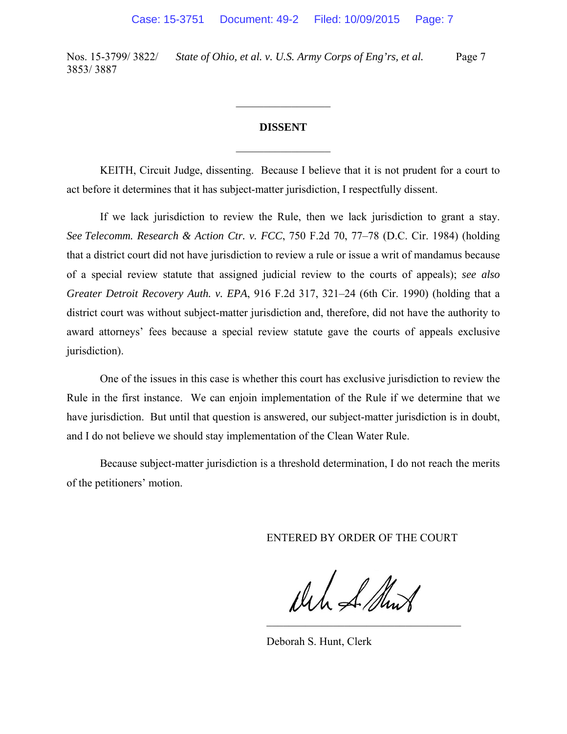## DISSENT

KEITH, Circuit Judge, dissenting. Because I believe that it is not prudent for a court to act before it determines that it has subject-matter jurisdiction, I respectfully dissent.

If we lack jurisdiction to review the Rule, then we lack jurisdiction to grant a stay. *See Telecomm. Research & Action Ctr. v. FCC*, 750 F.2d 70, 77–78 (D.C. Cir. 1984) (holding that a district court did not have jurisdiction to review a rule or issue a writ of mandamus because of a special review statute that assigned judicial review to the courts of appeals); *see also Greater Detroit Recovery Auth. v. EPA*, 916 F.2d 317, 321–24 (6th Cir. 1990) (holding that a district court was without subject-matter jurisdiction and, therefore, did not have the authority to award attorneys' fees because a special review statute gave the courts of appeals exclusive jurisdiction).

One of the issues in this case is whether this court has exclusive jurisdiction to review the Rule in the first instance. We can enjoin implementation of the Rule if we determine that we have jurisdiction. But until that question is answered, our subject-matter jurisdiction is in doubt, and I do not believe we should stay implementation of the Clean Water Rule.

Because subject-matter jurisdiction is a threshold determination, I do not reach the merits of the petitioners' motion.

ENTERED BY ORDER OF THE COURT

Deborah S. Hunt, Clerk